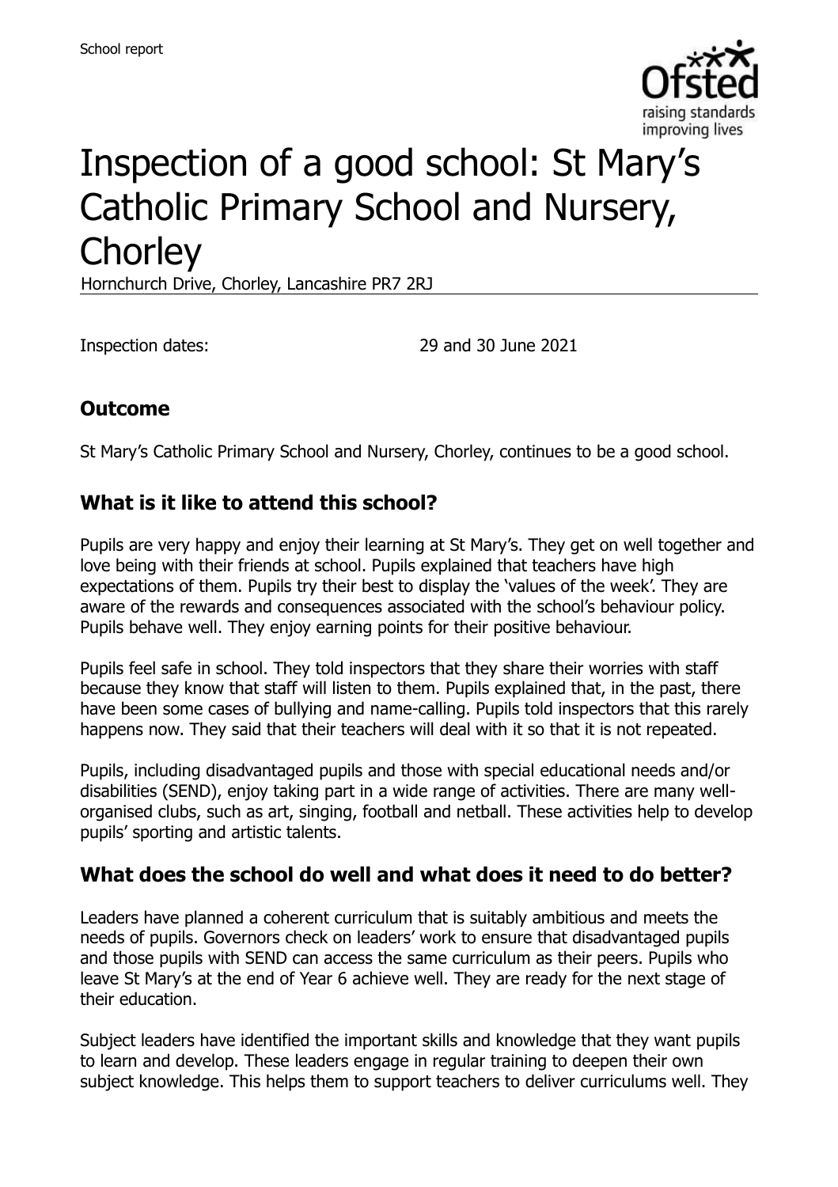School report

# Inspection of a good school: St Mary's Catholic Primary School and Nursery, Chorley

Hornchurch Drive, Chorley, Lancashire PR7 2RJ

Inspection dates: 29 and 30 June 2021

## Outcome

St Mary's Catholic Primary School and Nursery, Chorley, continues to be a good school.

## What is it like to attend this school?

Pupils are very happy and enjoy their learning at St Mary's. They get on well together and love being with their friends at school. Pupils explained that teachers have high expectations of them. Pupils try their best to display the 'values of the week'. They are aware of the rewards and consequences associated with the school's behaviour policy. Pupils behave well. They enjoy earning points for their positive behaviour.

Pupils feel safe in school. They told inspectors that they share their worries with staff because they know that staff will listen to them. Pupils explained that, in the past, there have been some cases of bullying and name-calling. Pupils told inspectors that this rarely happens now. They said that their teachers will deal with it so that it is not repeated.

Pupils, including disadvantaged pupils and those with special educational needs and/or disabilities (SEND), enjoy taking part in a wide range of activities. There are many well-organised clubs, such as art, singing, football and netball. These activities help to develop pupils' sporting and artistic talents.

## What does the school do well and what does it need to do better?

Leaders have planned a coherent curriculum that is suitably ambitious and meets the needs of pupils. Governors check on leaders' work to ensure that disadvantaged pupils and those pupils with SEND can access the same curriculum as their peers. Pupils who leave St Mary's at the end of Year 6 achieve well. They are ready for the next stage of their education.

Subject leaders have identified the important skills and knowledge that they want pupils to learn and develop. These leaders engage in regular training to deepen their own subject knowledge. This helps them to support teachers to deliver curriculums well. They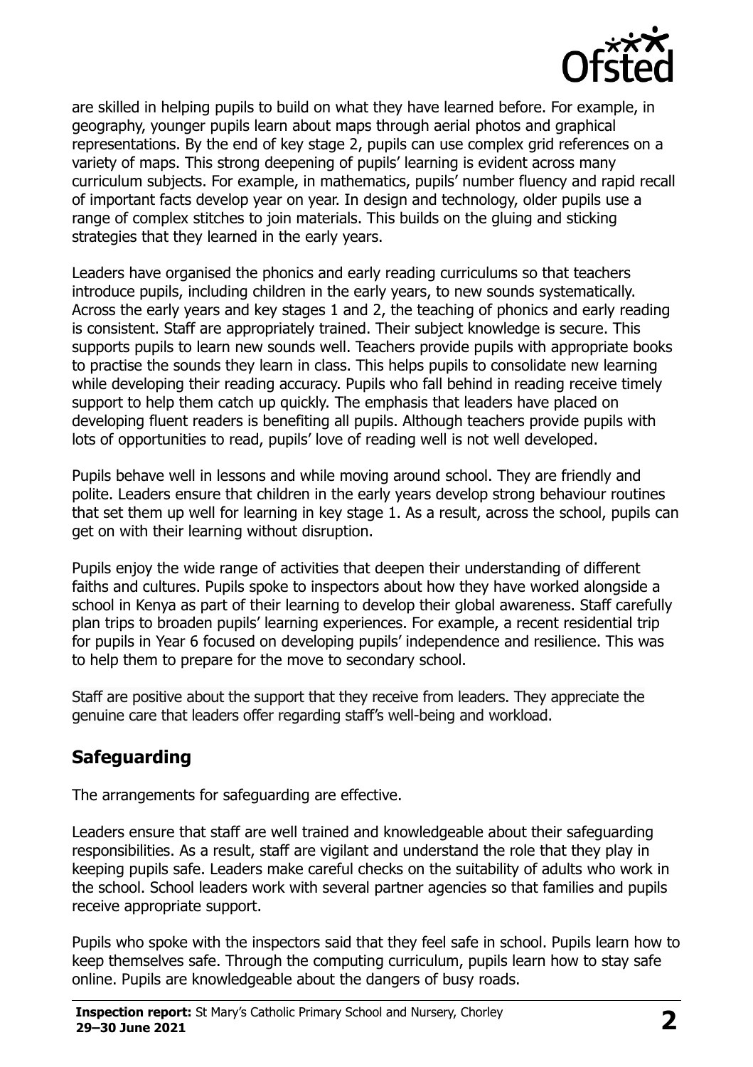are skilled in helping pupils to build on what they have learned before. For example, in geography, younger pupils learn about maps through aerial photos and graphical representations. By the end of key stage 2, pupils can use complex grid references on a variety of maps. This strong deepening of pupils' learning is evident across many curriculum subjects. For example, in mathematics, pupils' number fluency and rapid recall of important facts develop year on year. In design and technology, older pupils use a range of complex stitches to join materials. This builds on the gluing and sticking strategies that they learned in the early years.

Leaders have organised the phonics and early reading curriculums so that teachers introduce pupils, including children in the early years, to new sounds systematically. Across the early years and key stages 1 and 2, the teaching of phonics and early reading is consistent. Staff are appropriately trained. Their subject knowledge is secure. This supports pupils to learn new sounds well. Teachers provide pupils with appropriate books to practise the sounds they learn in class. This helps pupils to consolidate new learning while developing their reading accuracy. Pupils who fall behind in reading receive timely support to help them catch up quickly. The emphasis that leaders have placed on developing fluent readers is benefiting all pupils. Although teachers provide pupils with lots of opportunities to read, pupils' love of reading well is not well developed.

Pupils behave well in lessons and while moving around school. They are friendly and polite. Leaders ensure that children in the early years develop strong behaviour routines that set them up well for learning in key stage 1. As a result, across the school, pupils can get on with their learning without disruption.

Pupils enjoy the wide range of activities that deepen their understanding of different faiths and cultures. Pupils spoke to inspectors about how they have worked alongside a school in Kenya as part of their learning to develop their global awareness. Staff carefully plan trips to broaden pupils' learning experiences. For example, a recent residential trip for pupils in Year 6 focused on developing pupils' independence and resilience. This was to help them to prepare for the move to secondary school.

Staff are positive about the support that they receive from leaders. They appreciate the genuine care that leaders offer regarding staff's well-being and workload.

## Safeguarding

The arrangements for safeguarding are effective.

Leaders ensure that staff are well trained and knowledgeable about their safeguarding responsibilities. As a result, staff are vigilant and understand the role that they play in keeping pupils safe. Leaders make careful checks on the suitability of adults who work in the school. School leaders work with several partner agencies so that families and pupils receive appropriate support.

Pupils who spoke with the inspectors said that they feel safe in school. Pupils learn how to keep themselves safe. Through the computing curriculum, pupils learn how to stay safe online. Pupils are knowledgeable about the dangers of busy roads.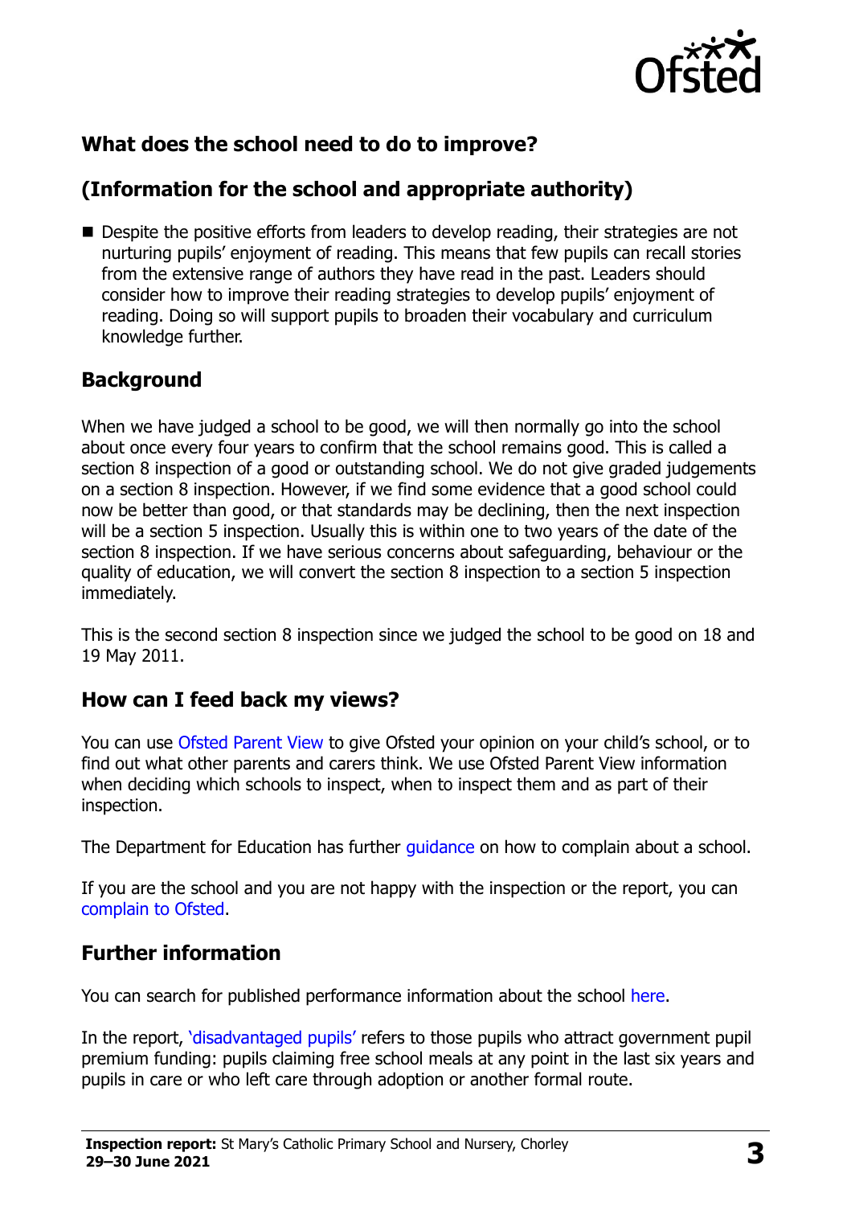## What does the school need to do to improve?

## (Information for the school and appropriate authority)

- Despite the positive efforts from leaders to develop reading, their strategies are not nurturing pupils' enjoyment of reading. This means that few pupils can recall stories from the extensive range of authors they have read in the past. Leaders should consider how to improve their reading strategies to develop pupils' enjoyment of reading. Doing so will support pupils to broaden their vocabulary and curriculum knowledge further.

## Background

When we have judged a school to be good, we will then normally go into the school about once every four years to confirm that the school remains good. This is called a section 8 inspection of a good or outstanding school. We do not give graded judgements on a section 8 inspection. However, if we find some evidence that a good school could now be better than good, or that standards may be declining, then the next inspection will be a section 5 inspection. Usually this is within one to two years of the date of the section 8 inspection. If we have serious concerns about safeguarding, behaviour or the quality of education, we will convert the section 8 inspection to a section 5 inspection immediately.

This is the second section 8 inspection since we judged the school to be good on 18 and 19 May 2011.

## How can I feed back my views?

You can use Ofsted Parent View to give Ofsted your opinion on your child's school, or to find out what other parents and carers think. We use Ofsted Parent View information when deciding which schools to inspect, when to inspect them and as part of their inspection.

The Department for Education has further guidance on how to complain about a school.

If you are the school and you are not happy with the inspection or the report, you can complain to Ofsted.

## Further information

You can search for published performance information about the school here.

In the report, 'disadvantaged pupils' refers to those pupils who attract government pupil premium funding: pupils claiming free school meals at any point in the last six years and pupils in care or who left care through adoption or another formal route.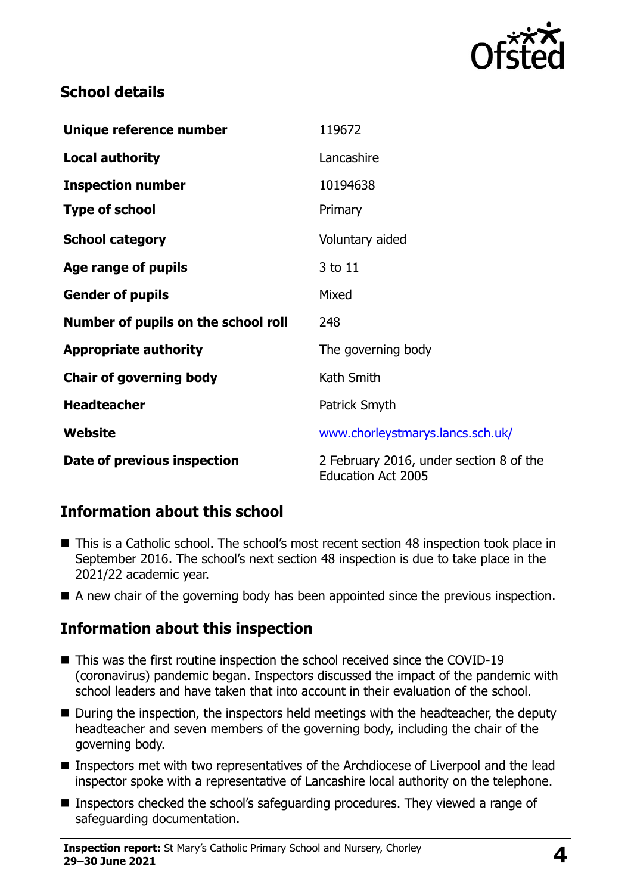## School details

| | |
|---|---|
| **Unique reference number** | 119672 |
| **Local authority** | Lancashire |
| **Inspection number** | 10194638 |
| **Type of school** | Primary |
| **School category** | Voluntary aided |
| **Age range of pupils** | 3 to 11 |
| **Gender of pupils** | Mixed |
| **Number of pupils on the school roll** | 248 |
| **Appropriate authority** | The governing body |
| **Chair of governing body** | Kath Smith |
| **Headteacher** | Patrick Smyth |
| **Website** | www.chorleystmarys.lancs.sch.uk/ |
| **Date of previous inspection** | 2 February 2016, under section 8 of the Education Act 2005 |

## Information about this school

- This is a Catholic school. The school's most recent section 48 inspection took place in September 2016. The school's next section 48 inspection is due to take place in the 2021/22 academic year.
- A new chair of the governing body has been appointed since the previous inspection.

## Information about this inspection

- This was the first routine inspection the school received since the COVID-19 (coronavirus) pandemic began. Inspectors discussed the impact of the pandemic with school leaders and have taken that into account in their evaluation of the school.
- During the inspection, the inspectors held meetings with the headteacher, the deputy headteacher and seven members of the governing body, including the chair of the governing body.
- Inspectors met with two representatives of the Archdiocese of Liverpool and the lead inspector spoke with a representative of Lancashire local authority on the telephone.
- Inspectors checked the school's safeguarding procedures. They viewed a range of safeguarding documentation.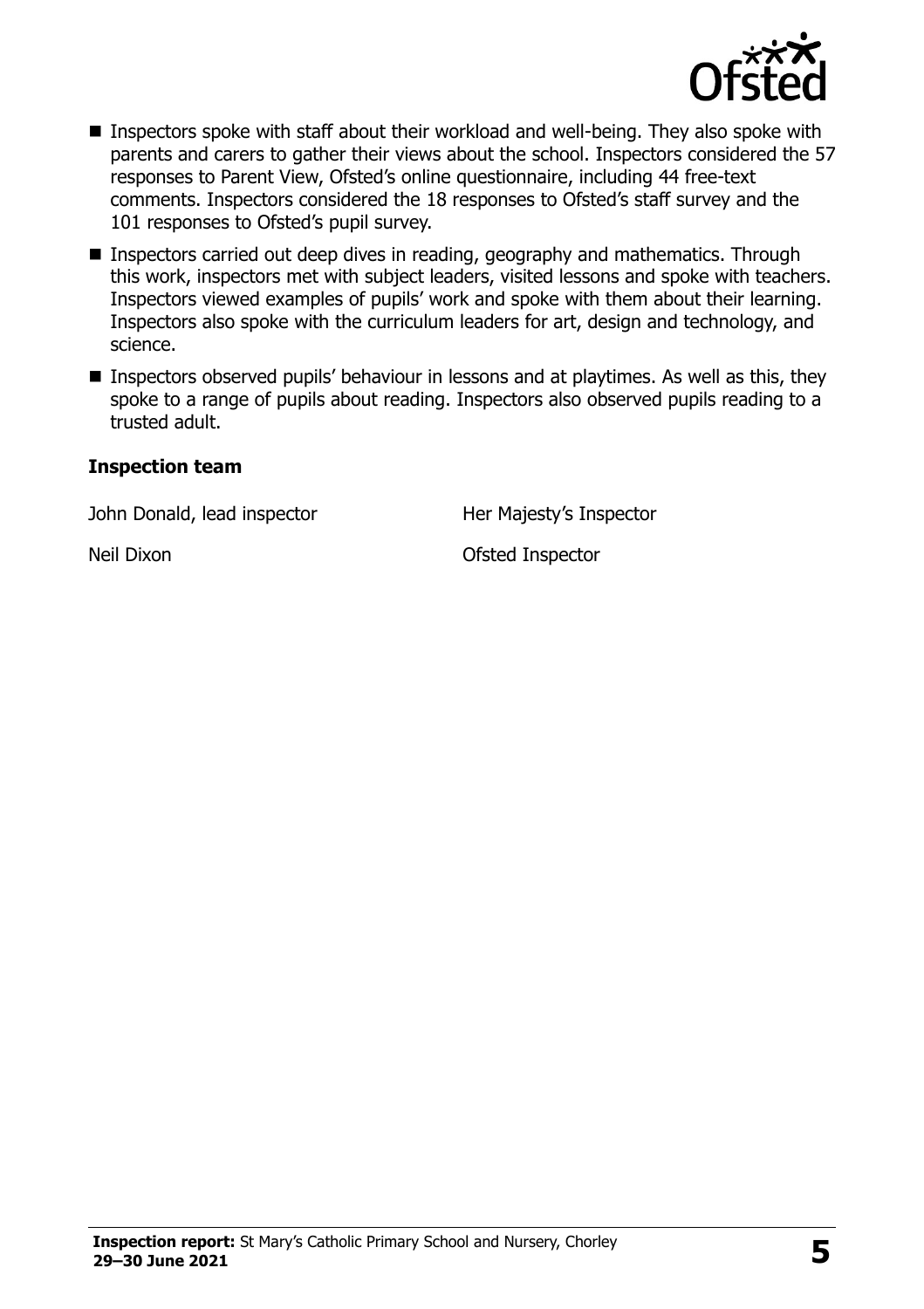- Inspectors spoke with staff about their workload and well-being. They also spoke with parents and carers to gather their views about the school. Inspectors considered the 57 responses to Parent View, Ofsted's online questionnaire, including 44 free-text comments. Inspectors considered the 18 responses to Ofsted's staff survey and the 101 responses to Ofsted's pupil survey.
- Inspectors carried out deep dives in reading, geography and mathematics. Through this work, inspectors met with subject leaders, visited lessons and spoke with teachers. Inspectors viewed examples of pupils' work and spoke with them about their learning. Inspectors also spoke with the curriculum leaders for art, design and technology, and science.
- Inspectors observed pupils' behaviour in lessons and at playtimes. As well as this, they spoke to a range of pupils about reading. Inspectors also observed pupils reading to a trusted adult.

### Inspection team

| | |
|---|---|
| John Donald, lead inspector | Her Majesty's Inspector |
| Neil Dixon | Ofsted Inspector |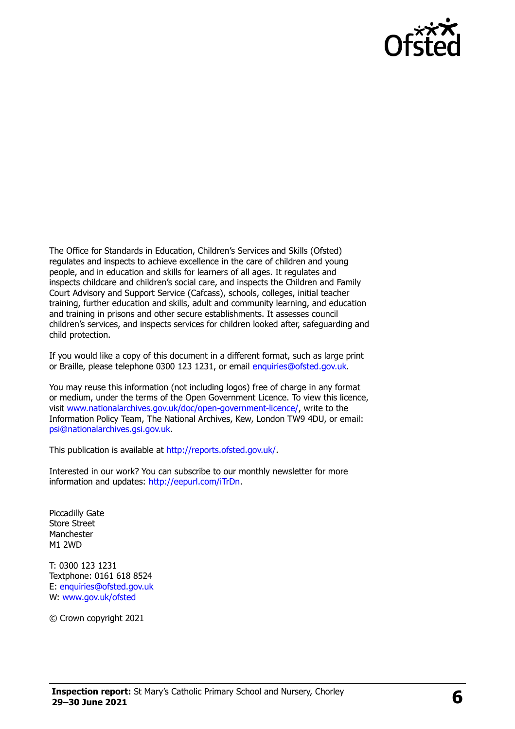The Office for Standards in Education, Children's Services and Skills (Ofsted) regulates and inspects to achieve excellence in the care of children and young people, and in education and skills for learners of all ages. It regulates and inspects childcare and children's social care, and inspects the Children and Family Court Advisory and Support Service (Cafcass), schools, colleges, initial teacher training, further education and skills, adult and community learning, and education and training in prisons and other secure establishments. It assesses council children's services, and inspects services for children looked after, safeguarding and child protection.

If you would like a copy of this document in a different format, such as large print or Braille, please telephone 0300 123 1231, or email enquiries@ofsted.gov.uk.

You may reuse this information (not including logos) free of charge in any format or medium, under the terms of the Open Government Licence. To view this licence, visit www.nationalarchives.gov.uk/doc/open-government-licence/, write to the Information Policy Team, The National Archives, Kew, London TW9 4DU, or email: psi@nationalarchives.gsi.gov.uk.

This publication is available at http://reports.ofsted.gov.uk/.

Interested in our work? You can subscribe to our monthly newsletter for more information and updates: http://eepurl.com/iTrDn.

Piccadilly Gate
Store Street
Manchester
M1 2WD

T: 0300 123 1231
Textphone: 0161 618 8524
E: enquiries@ofsted.gov.uk
W: www.gov.uk/ofsted

© Crown copyright 2021